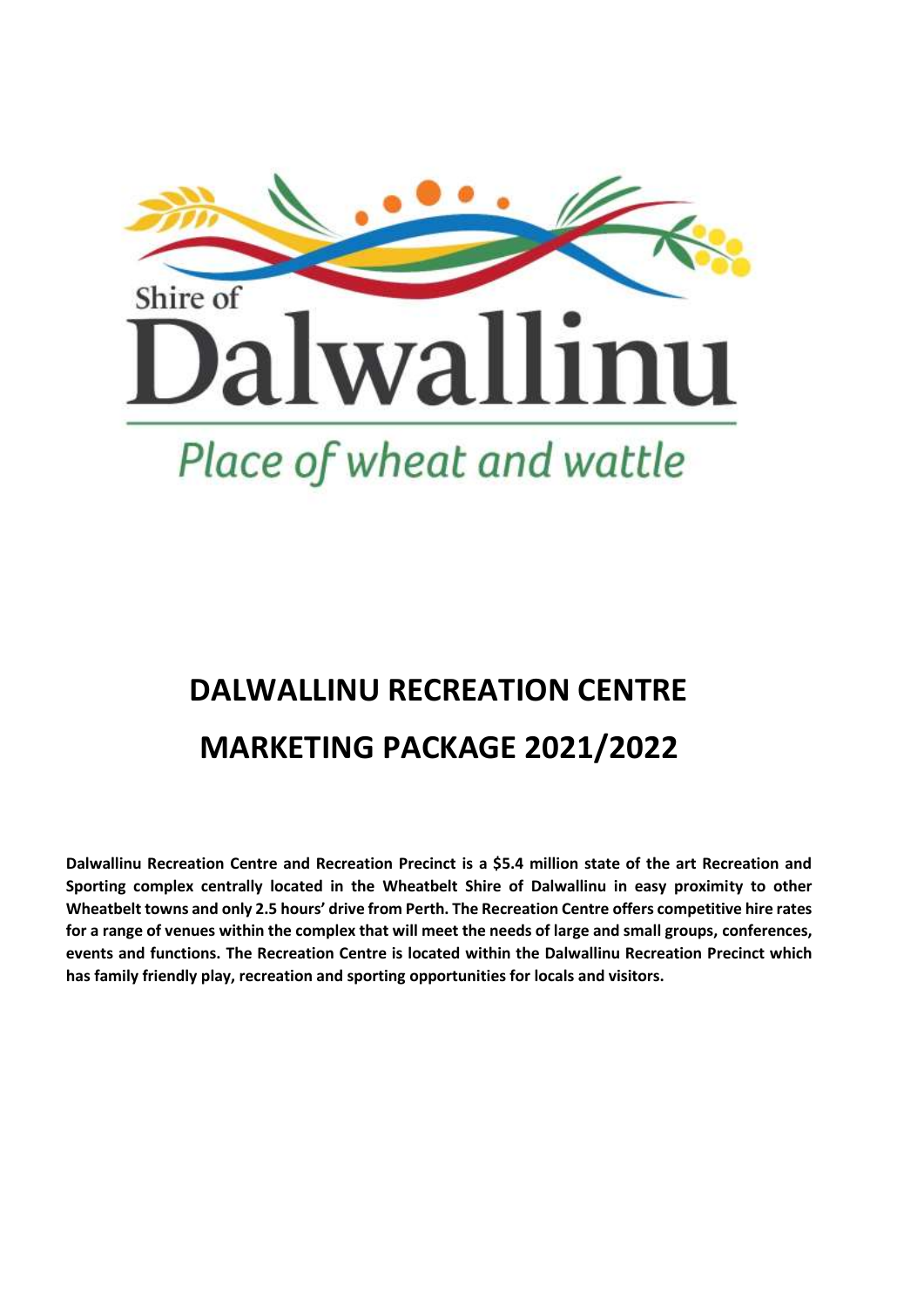Shire of

Dalwallinu

*Place of wheat and wattle*

# DALWALLINU RECREATION CENTRE

# MARKETING PACKAGE 2021/2022

**Dalwallinu Recreation Centre and Recreation Precinct is a $5.4 million state of the art Recreation and Sporting complex centrally located in the Wheatbelt Shire of Dalwallinu in easy proximity to other Wheatbelt towns and only 2.5 hours' drive from Perth. The Recreation Centre offers competitive hire rates for a range of venues within the complex that will meet the needs of large and small groups, conferences, events and functions. The Recreation Centre is located within the Dalwallinu Recreation Precinct which has family friendly play, recreation and sporting opportunities for locals and visitors.**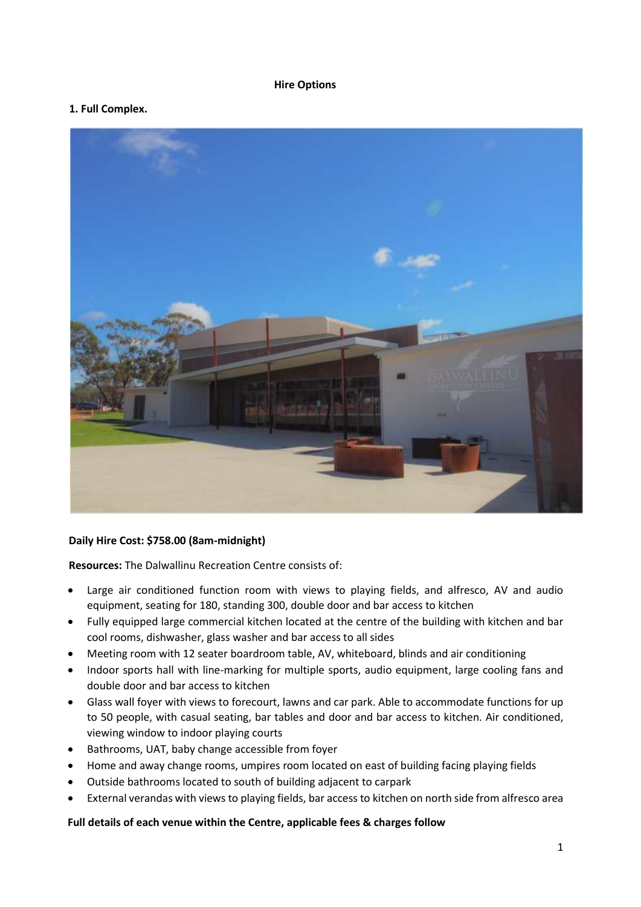**Hire Options**

**1. Full Complex.**

**Daily Hire Cost: $758.00 (8am-midnight)**

**Resources:** The Dalwallinu Recreation Centre consists of:

- Large air conditioned function room with views to playing fields, and alfresco, AV and audio equipment, seating for 180, standing 300, double door and bar access to kitchen
- Fully equipped large commercial kitchen located at the centre of the building with kitchen and bar cool rooms, dishwasher, glass washer and bar access to all sides
- Meeting room with 12 seater boardroom table, AV, whiteboard, blinds and air conditioning
- Indoor sports hall with line-marking for multiple sports, audio equipment, large cooling fans and double door and bar access to kitchen
- Glass wall foyer with views to forecourt, lawns and car park. Able to accommodate functions for up to 50 people, with casual seating, bar tables and door and bar access to kitchen. Air conditioned, viewing window to indoor playing courts
- Bathrooms, UAT, baby change accessible from foyer
- Home and away change rooms, umpires room located on east of building facing playing fields
- Outside bathrooms located to south of building adjacent to carpark
- External verandas with views to playing fields, bar access to kitchen on north side from alfresco area

**Full details of each venue within the Centre, applicable fees & charges follow**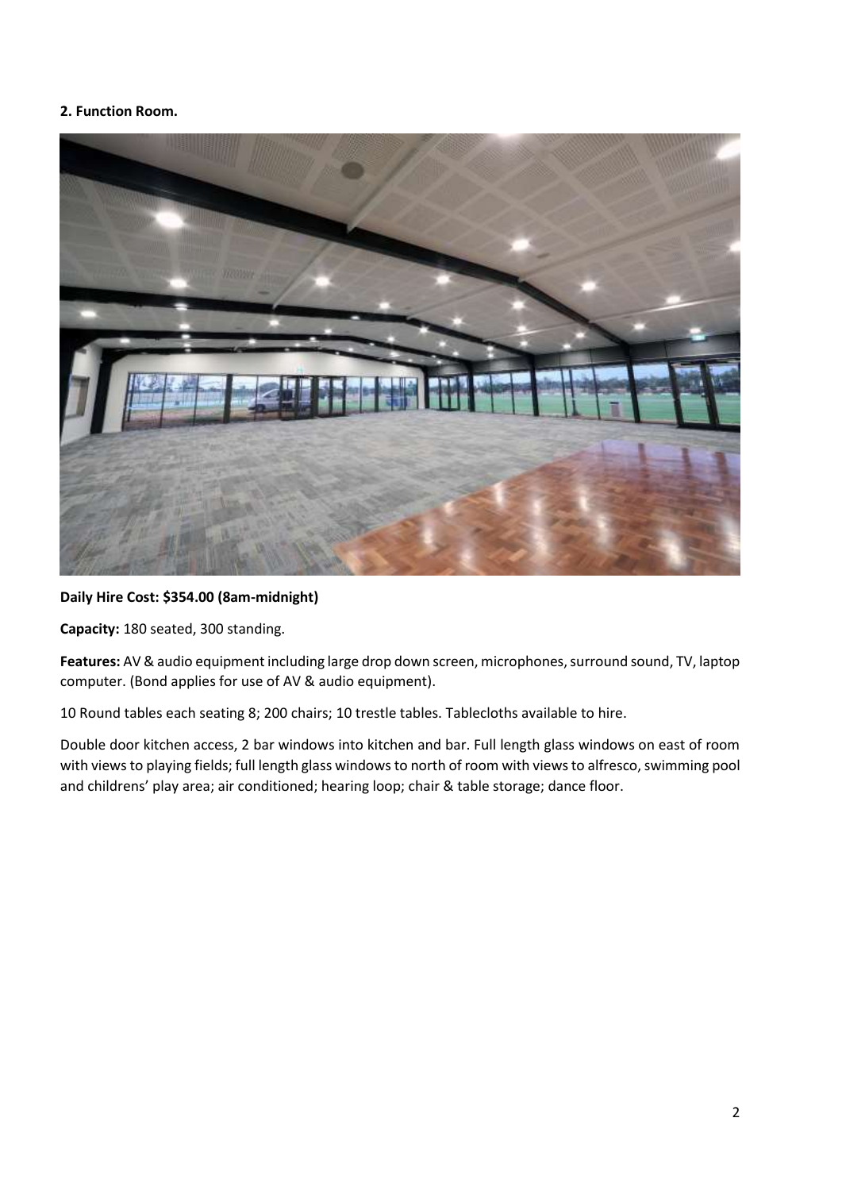**2. Function Room.**

**Daily Hire Cost: $354.00 (8am-midnight)**

**Capacity:** 180 seated, 300 standing.

**Features:** AV & audio equipment including large drop down screen, microphones, surround sound, TV, laptop computer. (Bond applies for use of AV & audio equipment).

10 Round tables each seating 8; 200 chairs; 10 trestle tables. Tablecloths available to hire.

Double door kitchen access, 2 bar windows into kitchen and bar. Full length glass windows on east of room with views to playing fields; full length glass windows to north of room with views to alfresco, swimming pool and childrens' play area; air conditioned; hearing loop; chair & table storage; dance floor.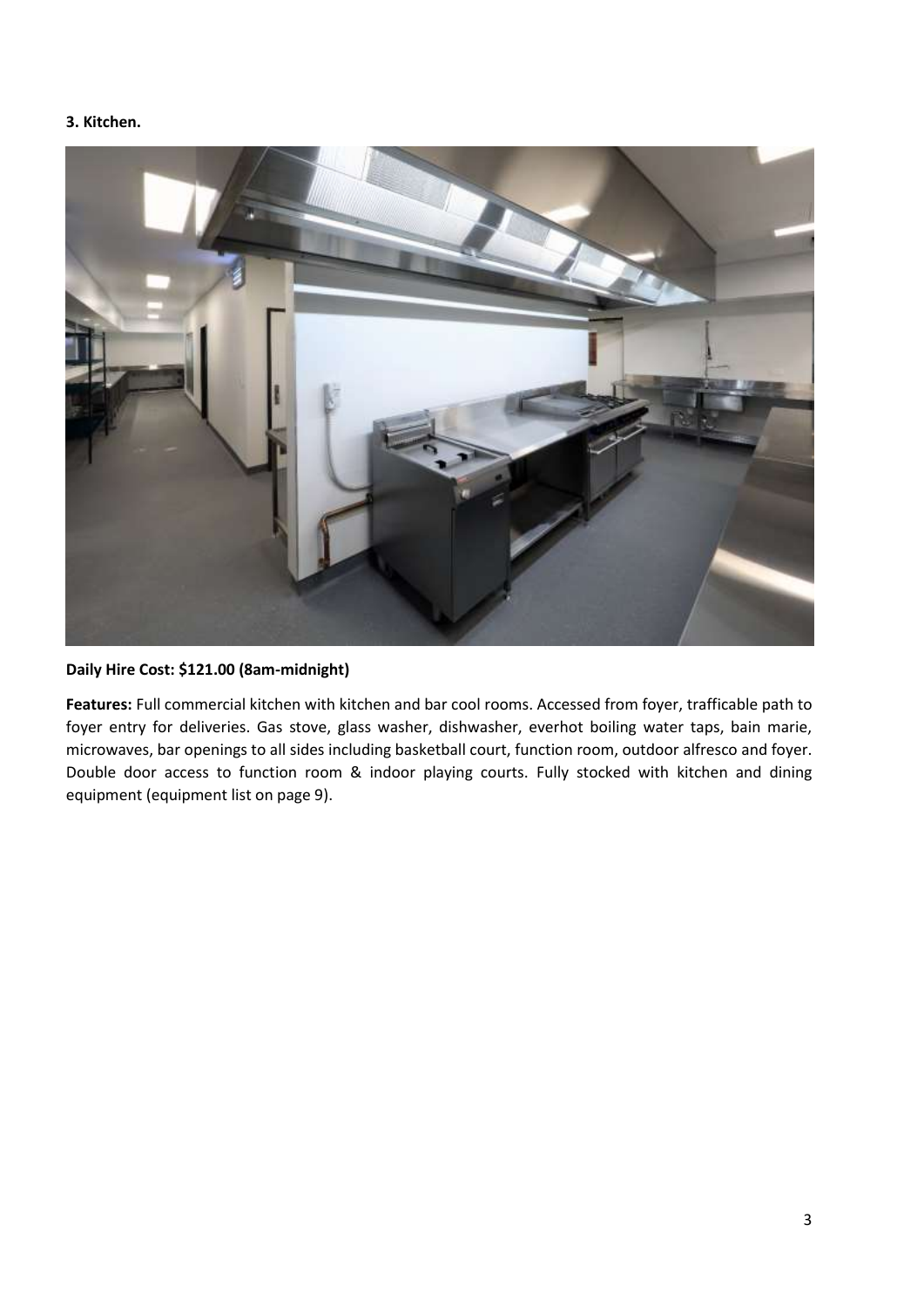**3. Kitchen.**

**Daily Hire Cost: $121.00 (8am-midnight)**

**Features:** Full commercial kitchen with kitchen and bar cool rooms. Accessed from foyer, trafficable path to foyer entry for deliveries. Gas stove, glass washer, dishwasher, everhot boiling water taps, bain marie, microwaves, bar openings to all sides including basketball court, function room, outdoor alfresco and foyer. Double door access to function room & indoor playing courts. Fully stocked with kitchen and dining equipment (equipment list on page 9).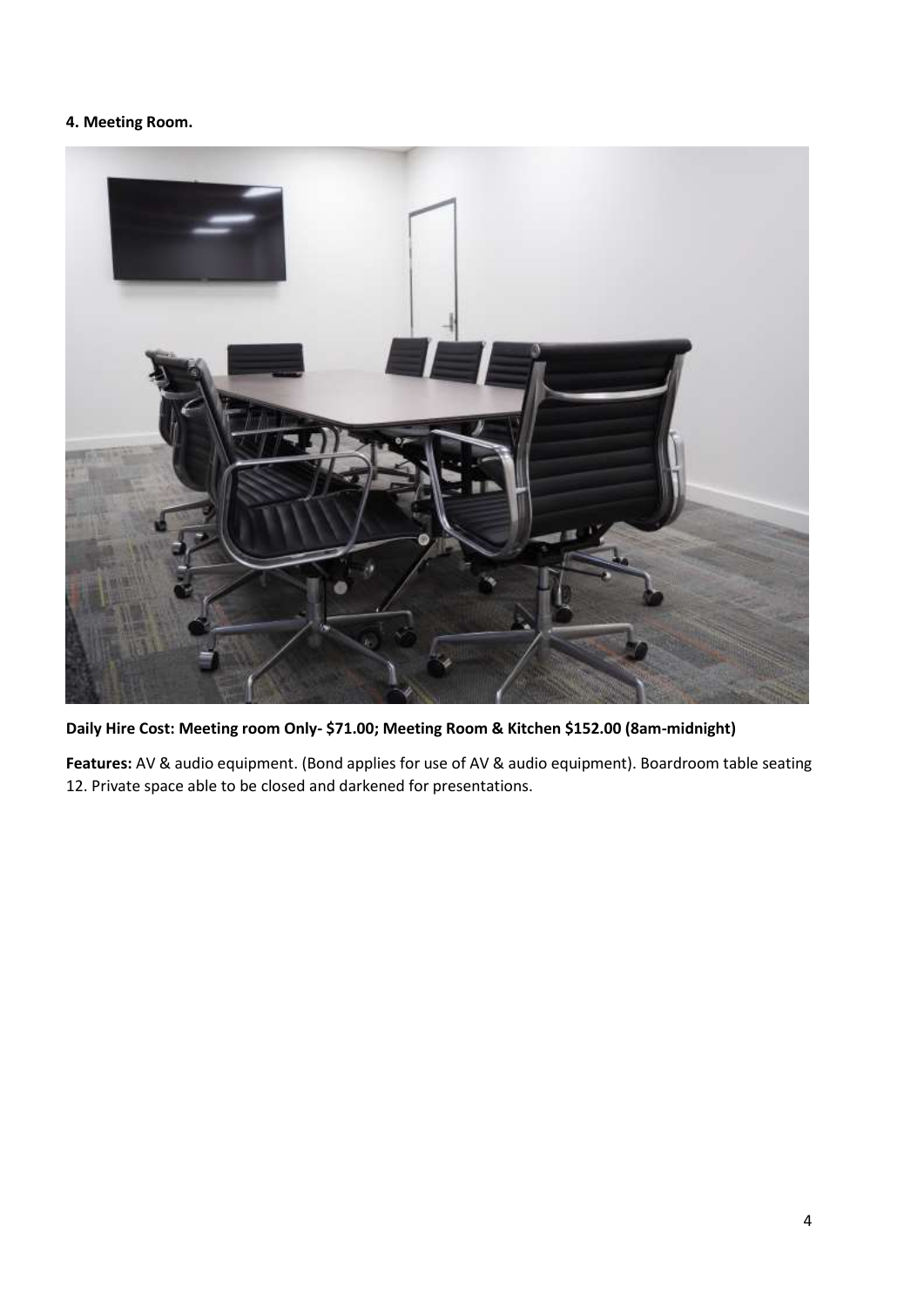**4. Meeting Room.**

**Daily Hire Cost: Meeting room Only- $71.00; Meeting Room & Kitchen $152.00 (8am-midnight)**

**Features:** AV & audio equipment. (Bond applies for use of AV & audio equipment). Boardroom table seating 12. Private space able to be closed and darkened for presentations.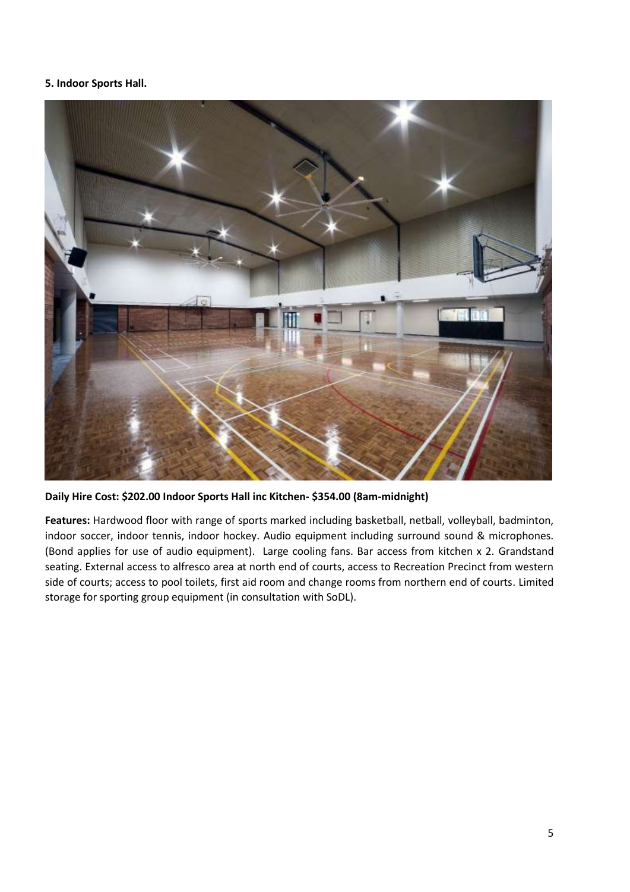**5. Indoor Sports Hall.**

**Daily Hire Cost: $202.00 Indoor Sports Hall inc Kitchen- $354.00 (8am-midnight)**

**Features:** Hardwood floor with range of sports marked including basketball, netball, volleyball, badminton, indoor soccer, indoor tennis, indoor hockey. Audio equipment including surround sound & microphones. (Bond applies for use of audio equipment). Large cooling fans. Bar access from kitchen x 2. Grandstand seating. External access to alfresco area at north end of courts, access to Recreation Precinct from western side of courts; access to pool toilets, first aid room and change rooms from northern end of courts. Limited storage for sporting group equipment (in consultation with SoDL).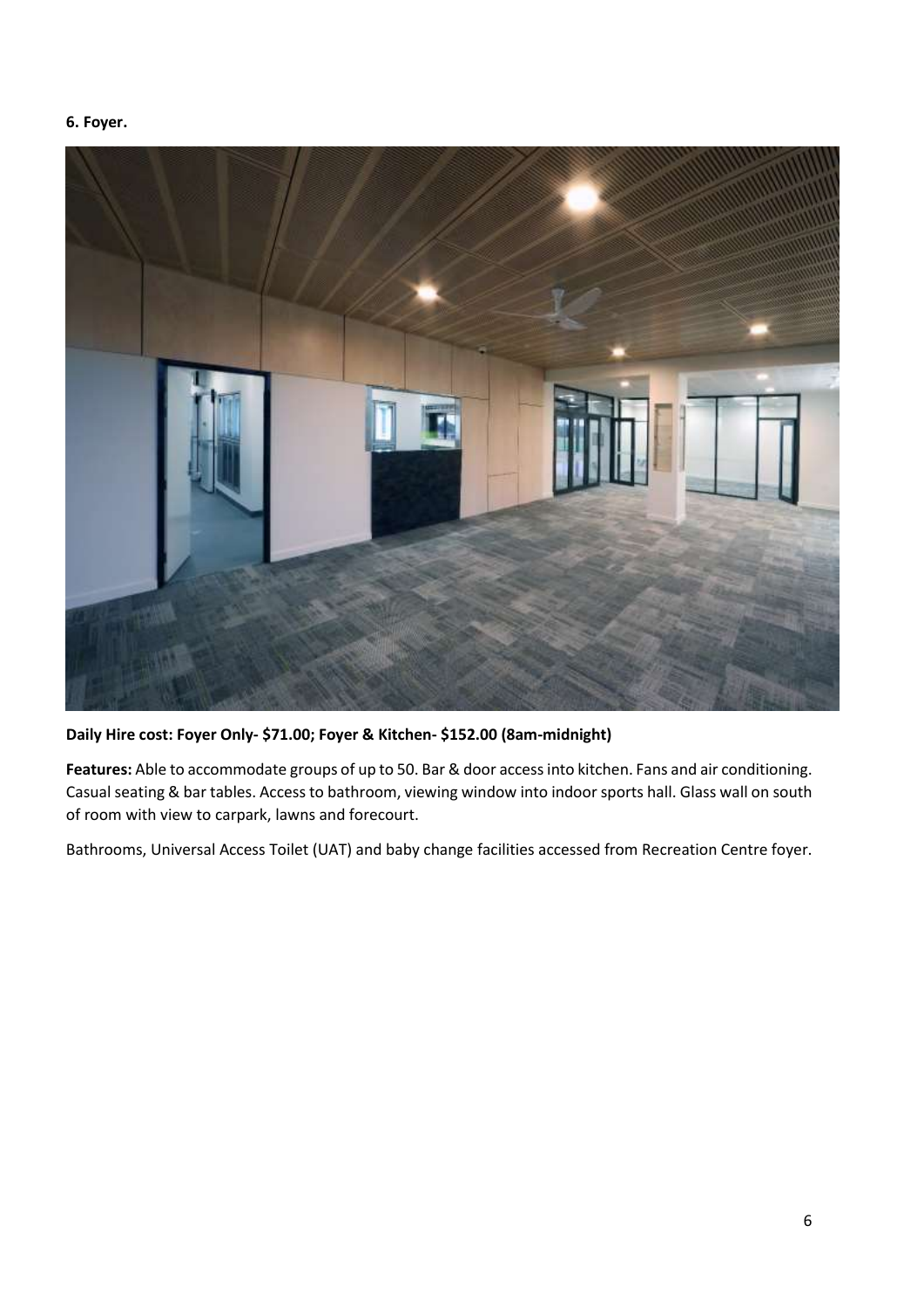**6. Foyer.**

**Daily Hire cost: Foyer Only- $71.00; Foyer & Kitchen- $152.00 (8am-midnight)**

**Features:** Able to accommodate groups of up to 50. Bar & door access into kitchen. Fans and air conditioning. Casual seating & bar tables. Access to bathroom, viewing window into indoor sports hall. Glass wall on south of room with view to carpark, lawns and forecourt.

Bathrooms, Universal Access Toilet (UAT) and baby change facilities accessed from Recreation Centre foyer.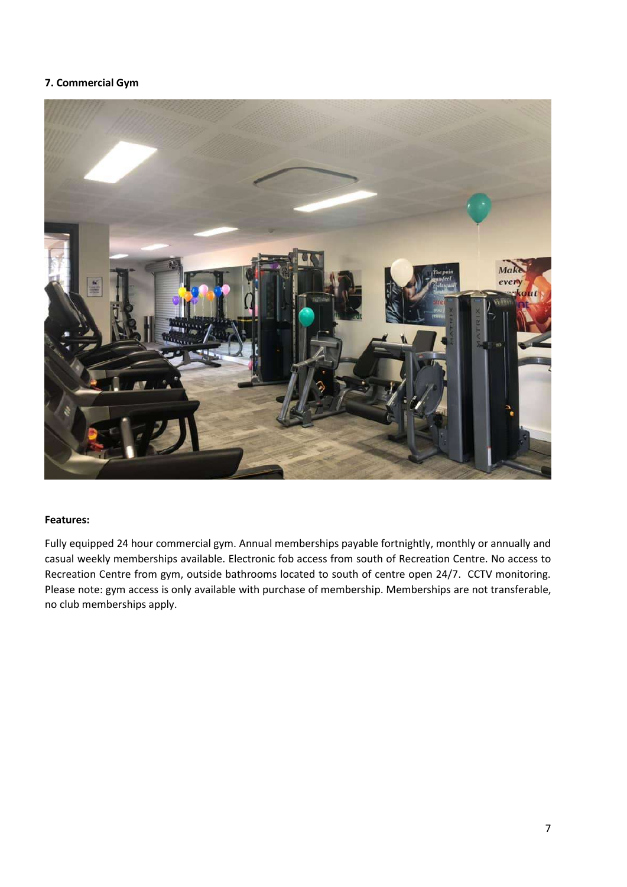**7. Commercial Gym**

**Features:**

Fully equipped 24 hour commercial gym. Annual memberships payable fortnightly, monthly or annually and casual weekly memberships available. Electronic fob access from south of Recreation Centre. No access to Recreation Centre from gym, outside bathrooms located to south of centre open 24/7. CCTV monitoring. Please note: gym access is only available with purchase of membership. Memberships are not transferable, no club memberships apply.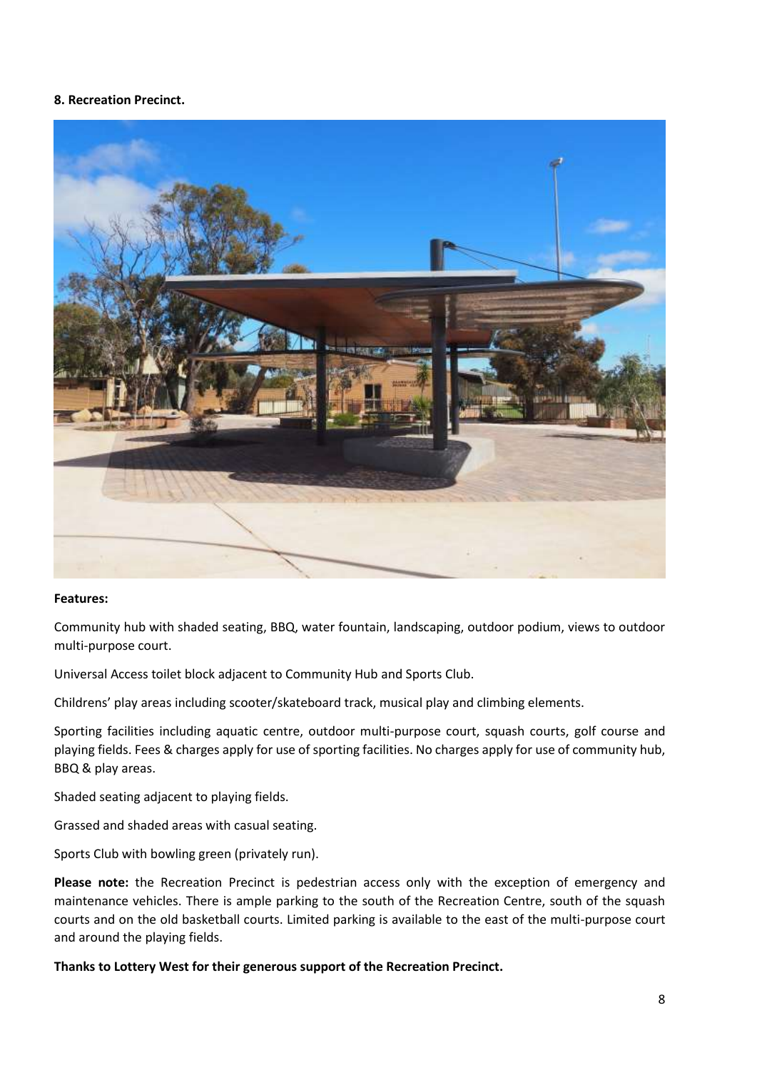**8. Recreation Precinct.**

**Features:**

Community hub with shaded seating, BBQ, water fountain, landscaping, outdoor podium, views to outdoor multi-purpose court.

Universal Access toilet block adjacent to Community Hub and Sports Club.

Childrens' play areas including scooter/skateboard track, musical play and climbing elements.

Sporting facilities including aquatic centre, outdoor multi-purpose court, squash courts, golf course and playing fields. Fees & charges apply for use of sporting facilities. No charges apply for use of community hub, BBQ & play areas.

Shaded seating adjacent to playing fields.

Grassed and shaded areas with casual seating.

Sports Club with bowling green (privately run).

**Please note:** the Recreation Precinct is pedestrian access only with the exception of emergency and maintenance vehicles. There is ample parking to the south of the Recreation Centre, south of the squash courts and on the old basketball courts. Limited parking is available to the east of the multi-purpose court and around the playing fields.

**Thanks to Lottery West for their generous support of the Recreation Precinct.**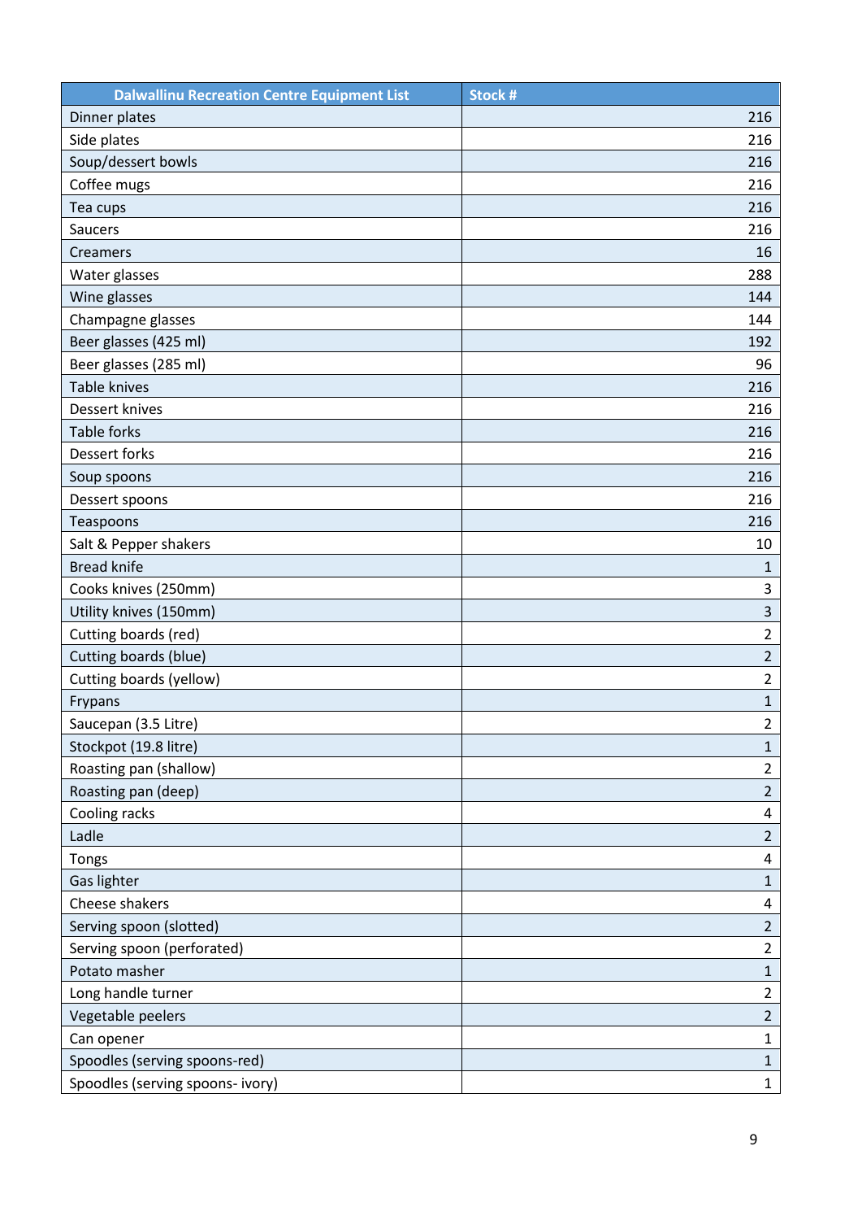| Dalwallinu Recreation Centre Equipment List | Stock # |
|---|---|
| Dinner plates | 216 |
| Side plates | 216 |
| Soup/dessert bowls | 216 |
| Coffee mugs | 216 |
| Tea cups | 216 |
| Saucers | 216 |
| Creamers | 16 |
| Water glasses | 288 |
| Wine glasses | 144 |
| Champagne glasses | 144 |
| Beer glasses (425 ml) | 192 |
| Beer glasses (285 ml) | 96 |
| Table knives | 216 |
| Dessert knives | 216 |
| Table forks | 216 |
| Dessert forks | 216 |
| Soup spoons | 216 |
| Dessert spoons | 216 |
| Teaspoons | 216 |
| Salt & Pepper shakers | 10 |
| Bread knife | 1 |
| Cooks knives (250mm) | 3 |
| Utility knives (150mm) | 3 |
| Cutting boards (red) | 2 |
| Cutting boards (blue) | 2 |
| Cutting boards (yellow) | 2 |
| Frypans | 1 |
| Saucepan (3.5 Litre) | 2 |
| Stockpot (19.8 litre) | 1 |
| Roasting pan (shallow) | 2 |
| Roasting pan (deep) | 2 |
| Cooling racks | 4 |
| Ladle | 2 |
| Tongs | 4 |
| Gas lighter | 1 |
| Cheese shakers | 4 |
| Serving spoon (slotted) | 2 |
| Serving spoon (perforated) | 2 |
| Potato masher | 1 |
| Long handle turner | 2 |
| Vegetable peelers | 2 |
| Can opener | 1 |
| Spoodles (serving spoons-red) | 1 |
| Spoodles (serving spoons- ivory) | 1 |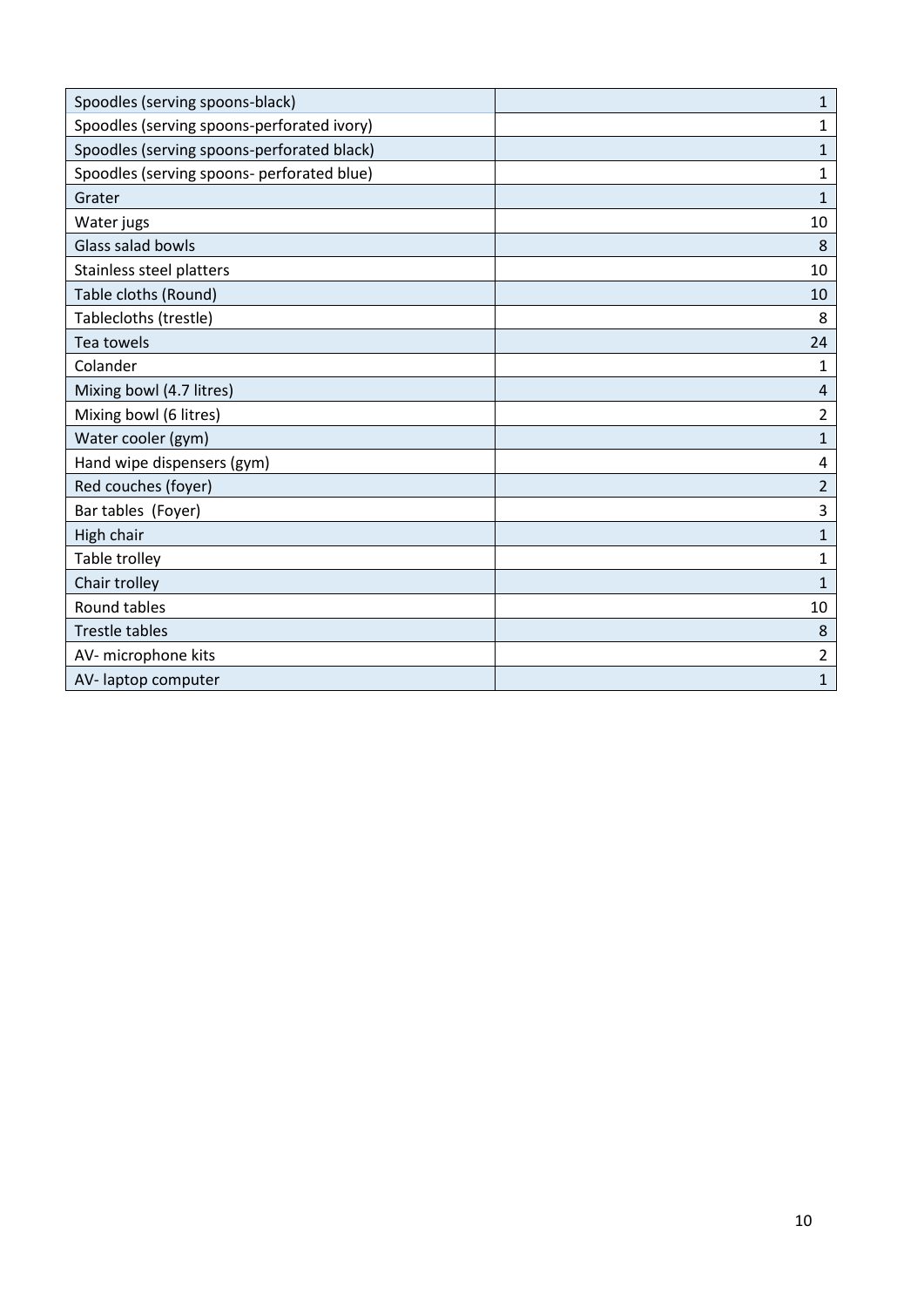| | |
|---|---|
| Spoodles (serving spoons-black) | 1 |
| Spoodles (serving spoons-perforated ivory) | 1 |
| Spoodles (serving spoons-perforated black) | 1 |
| Spoodles (serving spoons- perforated blue) | 1 |
| Grater | 1 |
| Water jugs | 10 |
| Glass salad bowls | 8 |
| Stainless steel platters | 10 |
| Table cloths (Round) | 10 |
| Tablecloths (trestle) | 8 |
| Tea towels | 24 |
| Colander | 1 |
| Mixing bowl (4.7 litres) | 4 |
| Mixing bowl (6 litres) | 2 |
| Water cooler (gym) | 1 |
| Hand wipe dispensers (gym) | 4 |
| Red couches (foyer) | 2 |
| Bar tables (Foyer) | 3 |
| High chair | 1 |
| Table trolley | 1 |
| Chair trolley | 1 |
| Round tables | 10 |
| Trestle tables | 8 |
| AV- microphone kits | 2 |
| AV- laptop computer | 1 |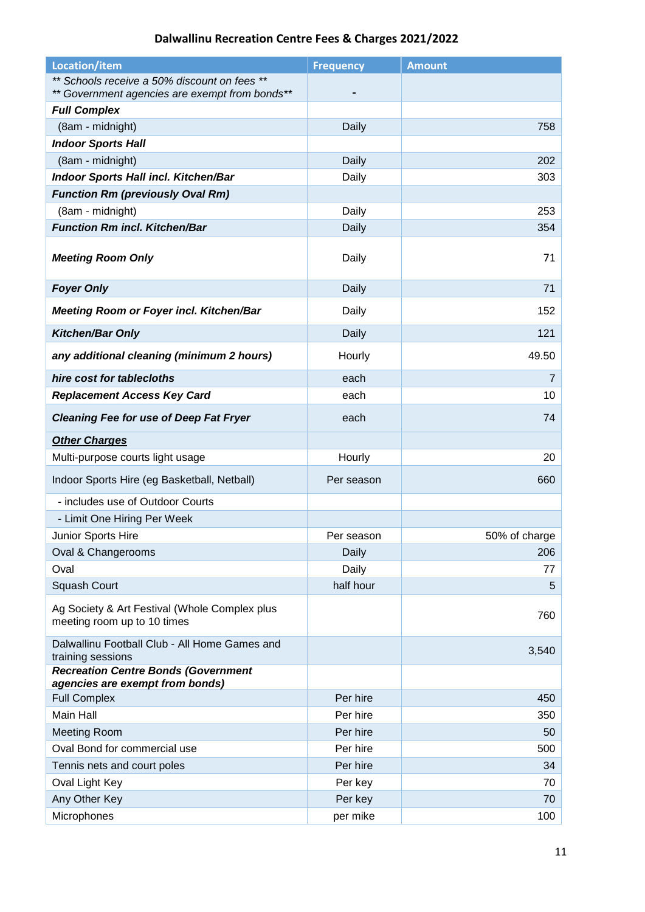## Dalwallinu Recreation Centre Fees & Charges 2021/2022

| Location/item | Frequency | Amount |
|---|---|---|
| *\*\* Schools receive a 50% discount on fees \*\**<br>*\*\* Government agencies are exempt from bonds\*\** | - | |
| ***Full Complex*** | | |
| (8am - midnight) | Daily | 758 |
| ***Indoor Sports Hall*** | | |
| (8am - midnight) | Daily | 202 |
| ***Indoor Sports Hall incl. Kitchen/Bar*** | Daily | 303 |
| ***Function Rm (previously Oval Rm)*** | | |
| (8am - midnight) | Daily | 253 |
| ***Function Rm incl. Kitchen/Bar*** | Daily | 354 |
| ***Meeting Room Only*** | Daily | 71 |
| ***Foyer Only*** | Daily | 71 |
| ***Meeting Room or Foyer incl. Kitchen/Bar*** | Daily | 152 |
| ***Kitchen/Bar Only*** | Daily | 121 |
| ***any additional cleaning (minimum 2 hours)*** | Hourly | 49.50 |
| ***hire cost for tablecloths*** | each | 7 |
| ***Replacement Access Key Card*** | each | 10 |
| ***Cleaning Fee for use of Deep Fat Fryer*** | each | 74 |
| ***Other Charges*** | | |
| Multi-purpose courts light usage | Hourly | 20 |
| Indoor Sports Hire (eg Basketball, Netball) | Per season | 660 |
| - includes use of Outdoor Courts | | |
| - Limit One Hiring Per Week | | |
| Junior Sports Hire | Per season | 50% of charge |
| Oval & Changerooms | Daily | 206 |
| Oval | Daily | 77 |
| Squash Court | half hour | 5 |
| Ag Society & Art Festival (Whole Complex plus meeting room up to 10 times | | 760 |
| Dalwallinu Football Club - All Home Games and training sessions | | 3,540 |
| ***Recreation Centre Bonds (Government agencies are exempt from bonds)*** | | |
| Full Complex | Per hire | 450 |
| Main Hall | Per hire | 350 |
| Meeting Room | Per hire | 50 |
| Oval Bond for commercial use | Per hire | 500 |
| Tennis nets and court poles | Per hire | 34 |
| Oval Light Key | Per key | 70 |
| Any Other Key | Per key | 70 |
| Microphones | per mike | 100 |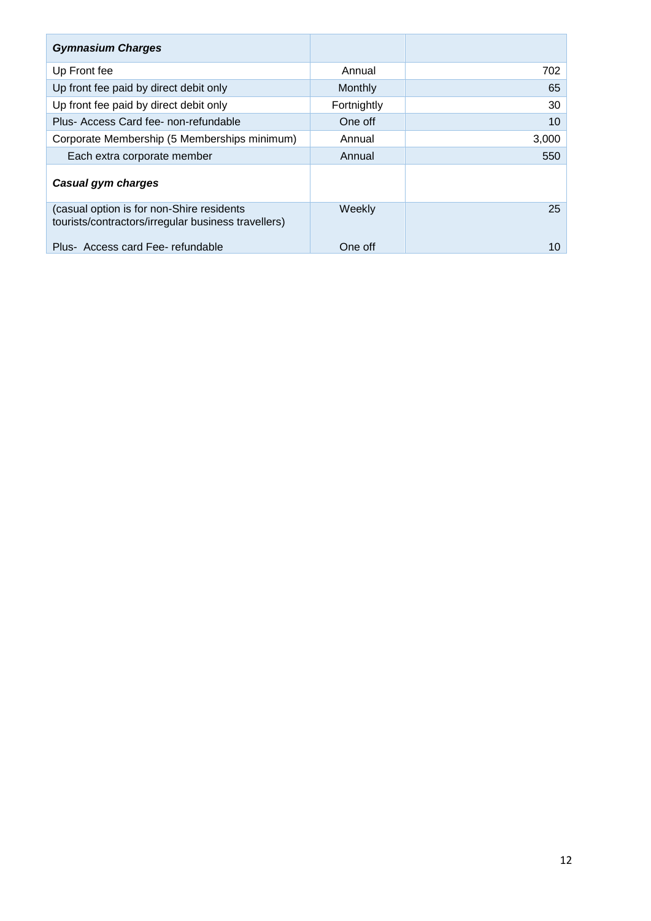| ***Gymnasium Charges*** | | |
|---|---|---|
| Up Front fee | Annual | 702 |
| Up front fee paid by direct debit only | Monthly | 65 |
| Up front fee paid by direct debit only | Fortnightly | 30 |
| Plus- Access Card fee- non-refundable | One off | 10 |
| Corporate Membership (5 Memberships minimum) | Annual | 3,000 |
| Each extra corporate member | Annual | 550 |
| ***Casual gym charges*** | | |
| (casual option is for non-Shire residents tourists/contractors/irregular business travellers) | Weekly | 25 |
| Plus- Access card Fee- refundable | One off | 10 |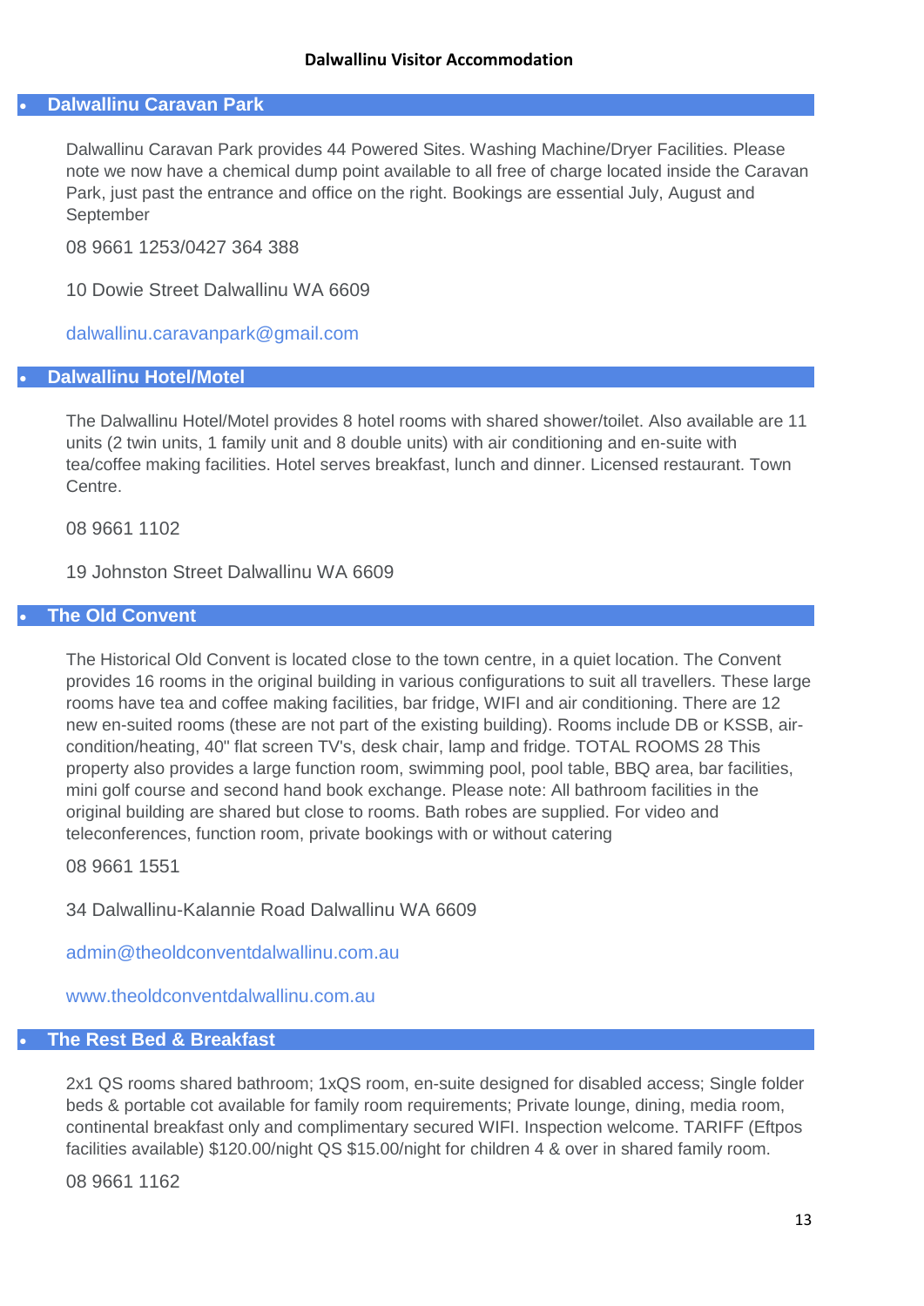# Dalwallinu Visitor Accommodation

## Dalwallinu Caravan Park

Dalwallinu Caravan Park provides 44 Powered Sites. Washing Machine/Dryer Facilities. Please note we now have a chemical dump point available to all free of charge located inside the Caravan Park, just past the entrance and office on the right. Bookings are essential July, August and September

08 9661 1253/0427 364 388

10 Dowie Street Dalwallinu WA 6609

dalwallinu.caravanpark@gmail.com

## Dalwallinu Hotel/Motel

The Dalwallinu Hotel/Motel provides 8 hotel rooms with shared shower/toilet. Also available are 11 units (2 twin units, 1 family unit and 8 double units) with air conditioning and en-suite with tea/coffee making facilities. Hotel serves breakfast, lunch and dinner. Licensed restaurant. Town Centre.

08 9661 1102

19 Johnston Street Dalwallinu WA 6609

## The Old Convent

The Historical Old Convent is located close to the town centre, in a quiet location. The Convent provides 16 rooms in the original building in various configurations to suit all travellers. These large rooms have tea and coffee making facilities, bar fridge, WIFI and air conditioning. There are 12 new en-suited rooms (these are not part of the existing building). Rooms include DB or KSSB, air-condition/heating, 40" flat screen TV's, desk chair, lamp and fridge. TOTAL ROOMS 28 This property also provides a large function room, swimming pool, pool table, BBQ area, bar facilities, mini golf course and second hand book exchange. Please note: All bathroom facilities in the original building are shared but close to rooms. Bath robes are supplied. For video and teleconferences, function room, private bookings with or without catering

08 9661 1551

34 Dalwallinu-Kalannie Road Dalwallinu WA 6609

admin@theoldconventdalwallinu.com.au

www.theoldconventdalwallinu.com.au

## The Rest Bed & Breakfast

2x1 QS rooms shared bathroom; 1xQS room, en-suite designed for disabled access; Single folder beds & portable cot available for family room requirements; Private lounge, dining, media room, continental breakfast only and complimentary secured WIFI. Inspection welcome. TARIFF (Eftpos facilities available) $120.00/night QS $15.00/night for children 4 & over in shared family room.

08 9661 1162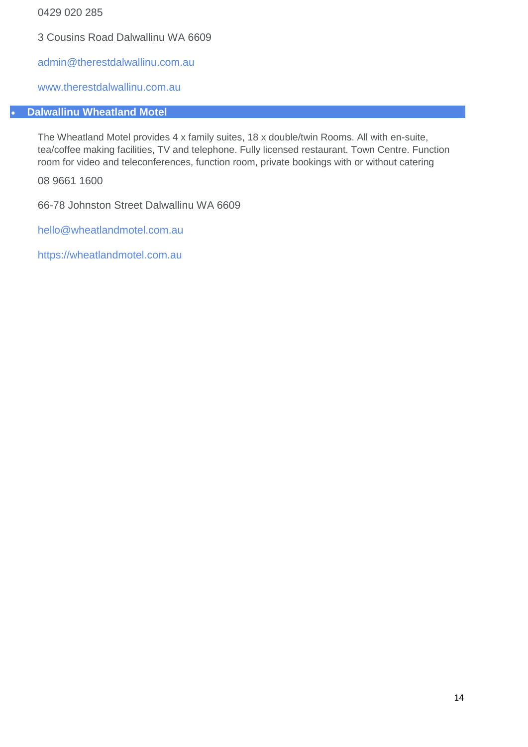0429 020 285

3 Cousins Road Dalwallinu WA 6609

admin@therestdalwallinu.com.au

www.therestdalwallinu.com.au

- **Dalwallinu Wheatland Motel**

The Wheatland Motel provides 4 x family suites, 18 x double/twin Rooms. All with en-suite, tea/coffee making facilities, TV and telephone. Fully licensed restaurant. Town Centre. Function room for video and teleconferences, function room, private bookings with or without catering

08 9661 1600

66-78 Johnston Street Dalwallinu WA 6609

hello@wheatlandmotel.com.au

https://wheatlandmotel.com.au